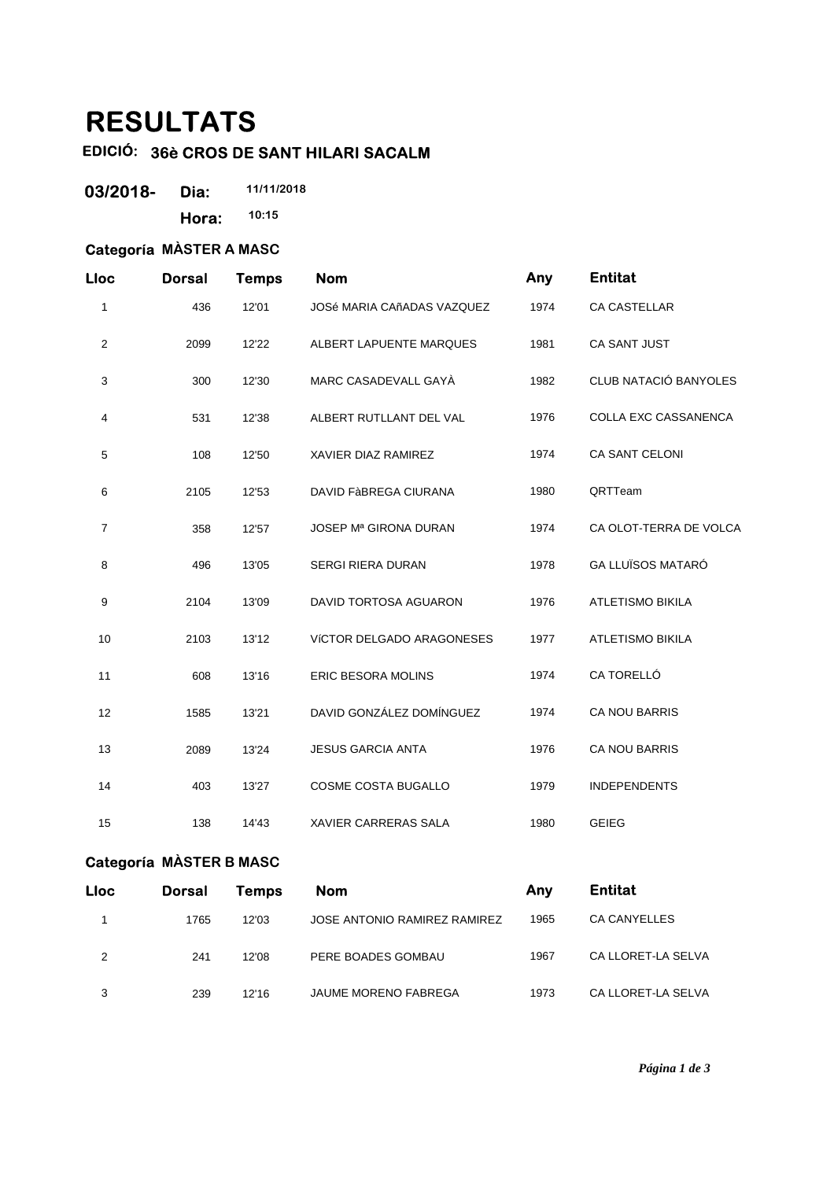# RESULTATS

**EDICIÓ: 36è CROS DE SANT HILARI SACALM**

**03/2018-** **Dia:** 11/11/2018

**Hora:** 10:15

### Categoría MÀSTER A MASC

| Lloc | Dorsal | Temps | Nom | Any | Entitat |
|---|---|---|---|---|---|
| 1 | 436 | 12'01 | JOSé MARIA CAñADAS VAZQUEZ | 1974 | CA CASTELLAR |
| 2 | 2099 | 12'22 | ALBERT LAPUENTE MARQUES | 1981 | CA SANT JUST |
| 3 | 300 | 12'30 | MARC CASADEVALL GAYÀ | 1982 | CLUB NATACIÓ BANYOLES |
| 4 | 531 | 12'38 | ALBERT RUTLLANT DEL VAL | 1976 | COLLA EXC CASSANENCA |
| 5 | 108 | 12'50 | XAVIER DIAZ RAMIREZ | 1974 | CA SANT CELONI |
| 6 | 2105 | 12'53 | DAVID FàBREGA CIURANA | 1980 | QRTTeam |
| 7 | 358 | 12'57 | JOSEP Mª GIRONA DURAN | 1974 | CA OLOT-TERRA DE VOLCA |
| 8 | 496 | 13'05 | SERGI RIERA DURAN | 1978 | GA LLUÏSOS MATARÓ |
| 9 | 2104 | 13'09 | DAVID TORTOSA AGUARON | 1976 | ATLETISMO BIKILA |
| 10 | 2103 | 13'12 | VíCTOR DELGADO ARAGONESES | 1977 | ATLETISMO BIKILA |
| 11 | 608 | 13'16 | ERIC BESORA MOLINS | 1974 | CA TORELLÓ |
| 12 | 1585 | 13'21 | DAVID GONZÁLEZ DOMÍNGUEZ | 1974 | CA NOU BARRIS |
| 13 | 2089 | 13'24 | JESUS GARCIA ANTA | 1976 | CA NOU BARRIS |
| 14 | 403 | 13'27 | COSME COSTA BUGALLO | 1979 | INDEPENDENTS |
| 15 | 138 | 14'43 | XAVIER CARRERAS SALA | 1980 | GEIEG |

### Categoría MÀSTER B MASC

| Lloc | Dorsal | Temps | Nom | Any | Entitat |
|---|---|---|---|---|---|
| 1 | 1765 | 12'03 | JOSE ANTONIO RAMIREZ RAMIREZ | 1965 | CA CANYELLES |
| 2 | 241 | 12'08 | PERE BOADES GOMBAU | 1967 | CA LLORET-LA SELVA |
| 3 | 239 | 12'16 | JAUME MORENO FABREGA | 1973 | CA LLORET-LA SELVA |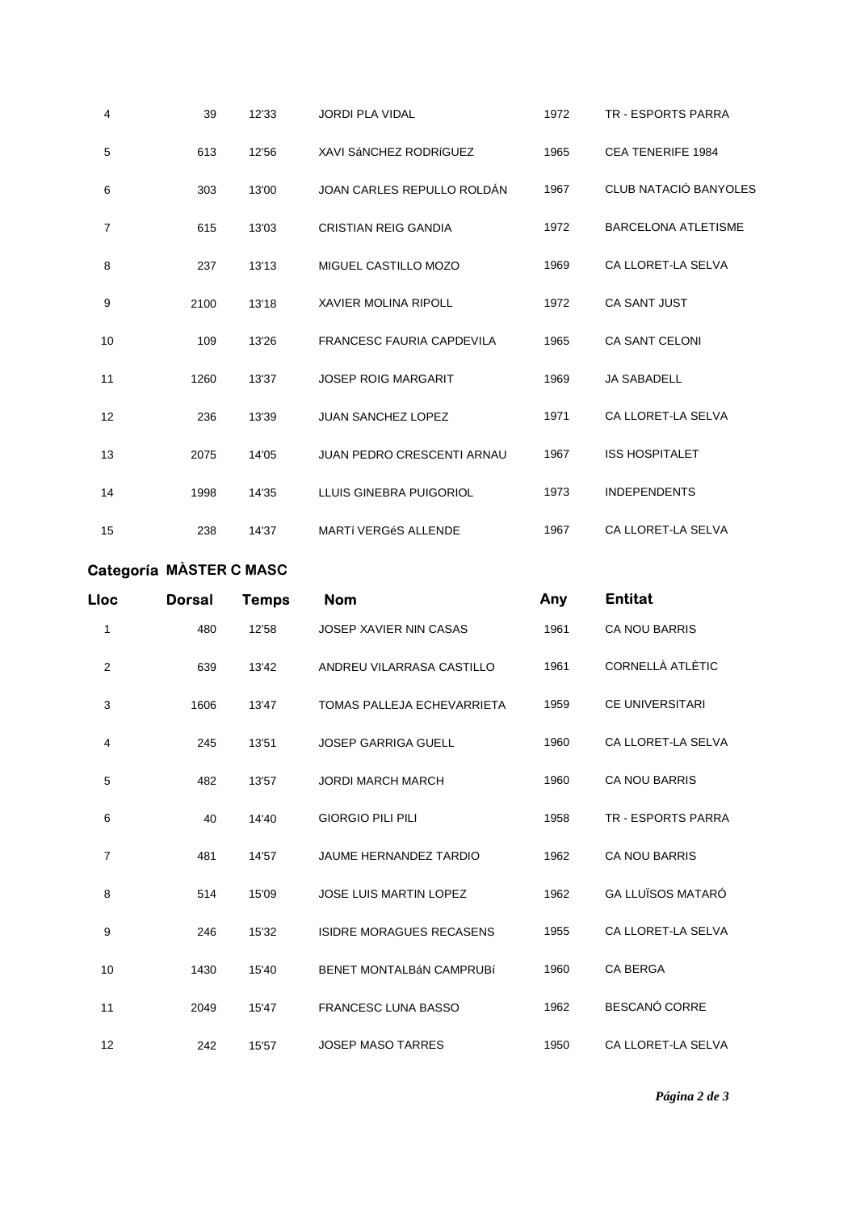| Lloc | Dorsal | Temps | Nom | Any | Entitat |
|---|---|---|---|---|---|
| 4 | 39 | 12'33 | JORDI PLA VIDAL | 1972 | TR - ESPORTS PARRA |
| 5 | 613 | 12'56 | XAVI SáNCHEZ RODRíGUEZ | 1965 | CEA TENERIFE 1984 |
| 6 | 303 | 13'00 | JOAN CARLES REPULLO ROLDÁN | 1967 | CLUB NATACIÓ BANYOLES |
| 7 | 615 | 13'03 | CRISTIAN REIG GANDIA | 1972 | BARCELONA ATLETISME |
| 8 | 237 | 13'13 | MIGUEL CASTILLO MOZO | 1969 | CA LLORET-LA SELVA |
| 9 | 2100 | 13'18 | XAVIER MOLINA RIPOLL | 1972 | CA SANT JUST |
| 10 | 109 | 13'26 | FRANCESC FAURIA CAPDEVILA | 1965 | CA SANT CELONI |
| 11 | 1260 | 13'37 | JOSEP ROIG MARGARIT | 1969 | JA SABADELL |
| 12 | 236 | 13'39 | JUAN SANCHEZ LOPEZ | 1971 | CA LLORET-LA SELVA |
| 13 | 2075 | 14'05 | JUAN PEDRO CRESCENTI ARNAU | 1967 | ISS HOSPITALET |
| 14 | 1998 | 14'35 | LLUIS GINEBRA PUIGORIOL | 1973 | INDEPENDENTS |
| 15 | 238 | 14'37 | MARTí VERGéS ALLENDE | 1967 | CA LLORET-LA SELVA |

## Categoría MÀSTER C MASC

| Lloc | Dorsal | Temps | Nom | Any | Entitat |
|---|---|---|---|---|---|
| 1 | 480 | 12'58 | JOSEP XAVIER NIN CASAS | 1961 | CA NOU BARRIS |
| 2 | 639 | 13'42 | ANDREU VILARRASA CASTILLO | 1961 | CORNELLÀ ATLÈTIC |
| 3 | 1606 | 13'47 | TOMAS PALLEJA ECHEVARRIETA | 1959 | CE UNIVERSITARI |
| 4 | 245 | 13'51 | JOSEP GARRIGA GUELL | 1960 | CA LLORET-LA SELVA |
| 5 | 482 | 13'57 | JORDI MARCH MARCH | 1960 | CA NOU BARRIS |
| 6 | 40 | 14'40 | GIORGIO PILI PILI | 1958 | TR - ESPORTS PARRA |
| 7 | 481 | 14'57 | JAUME HERNANDEZ TARDIO | 1962 | CA NOU BARRIS |
| 8 | 514 | 15'09 | JOSE LUIS MARTIN LOPEZ | 1962 | GA LLUÏSOS MATARÓ |
| 9 | 246 | 15'32 | ISIDRE MORAGUES RECASENS | 1955 | CA LLORET-LA SELVA |
| 10 | 1430 | 15'40 | BENET MONTALBáN CAMPRUBí | 1960 | CA BERGA |
| 11 | 2049 | 15'47 | FRANCESC LUNA BASSO | 1962 | BESCANÓ CORRE |
| 12 | 242 | 15'57 | JOSEP MASO TARRES | 1950 | CA LLORET-LA SELVA |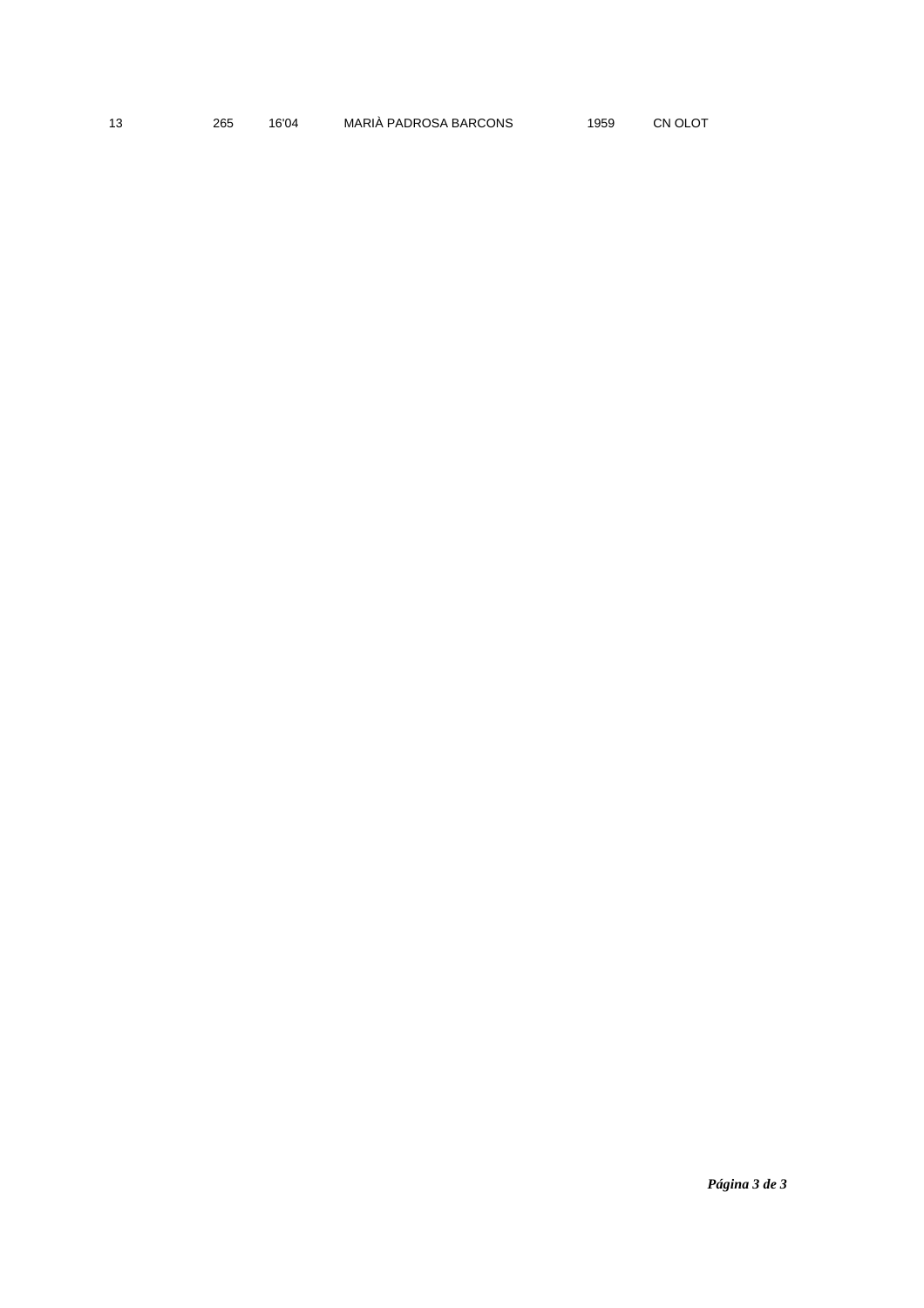| | | | | | |
|---|---|---|---|---|---|
| 13 | 265 | 16'04 | MARIÀ PADROSA BARCONS | 1959 | CN OLOT |